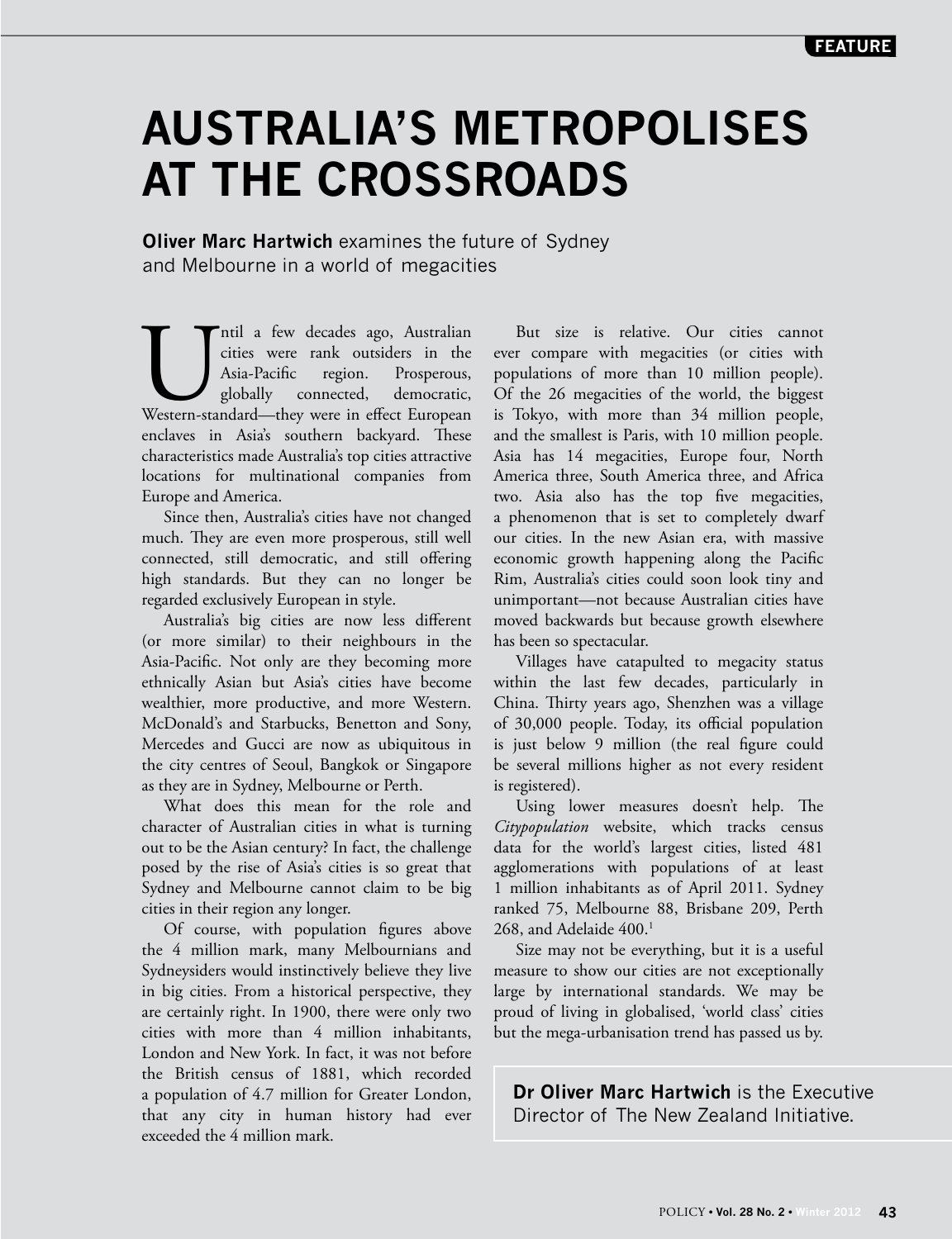# AUSTRALIA'S METROPOLISES AT THE CROSSROADS

**Oliver Marc Hartwich** examines the future of Sydney and Melbourne in a world of megacities

Until a few decades ago, Australian cities were rank outsiders in the Asia-Pacific region. Prosperous, globally connected, democratic, Western-standard—they were in effect European enclaves in Asia's southern backyard. These characteristics made Australia's top cities attractive locations for multinational companies from Europe and America.

Since then, Australia's cities have not changed much. They are even more prosperous, still well connected, still democratic, and still offering high standards. But they can no longer be regarded exclusively European in style.

Australia's big cities are now less different (or more similar) to their neighbours in the Asia-Pacific. Not only are they becoming more ethnically Asian but Asia's cities have become wealthier, more productive, and more Western. McDonald's and Starbucks, Benetton and Sony, Mercedes and Gucci are now as ubiquitous in the city centres of Seoul, Bangkok or Singapore as they are in Sydney, Melbourne or Perth.

What does this mean for the role and character of Australian cities in what is turning out to be the Asian century? In fact, the challenge posed by the rise of Asia's cities is so great that Sydney and Melbourne cannot claim to be big cities in their region any longer.

Of course, with population figures above the 4 million mark, many Melbournians and Sydneysiders would instinctively believe they live in big cities. From a historical perspective, they are certainly right. In 1900, there were only two cities with more than 4 million inhabitants, London and New York. In fact, it was not before the British census of 1881, which recorded a population of 4.7 million for Greater London, that any city in human history had ever exceeded the 4 million mark.

But size is relative. Our cities cannot ever compare with megacities (or cities with populations of more than 10 million people). Of the 26 megacities of the world, the biggest is Tokyo, with more than 34 million people, and the smallest is Paris, with 10 million people. Asia has 14 megacities, Europe four, North America three, South America three, and Africa two. Asia also has the top five megacities, a phenomenon that is set to completely dwarf our cities. In the new Asian era, with massive economic growth happening along the Pacific Rim, Australia's cities could soon look tiny and unimportant—not because Australian cities have moved backwards but because growth elsewhere has been so spectacular.

Villages have catapulted to megacity status within the last few decades, particularly in China. Thirty years ago, Shenzhen was a village of 30,000 people. Today, its official population is just below 9 million (the real figure could be several millions higher as not every resident is registered).

Using lower measures doesn't help. The *Citypopulation* website, which tracks census data for the world's largest cities, listed 481 agglomerations with populations of at least 1 million inhabitants as of April 2011. Sydney ranked 75, Melbourne 88, Brisbane 209, Perth 268, and Adelaide 400.[1]

Size may not be everything, but it is a useful measure to show our cities are not exceptionally large by international standards. We may be proud of living in globalised, 'world class' cities but the mega-urbanisation trend has passed us by.

**Dr Oliver Marc Hartwich** is the Executive Director of The New Zealand Initiative.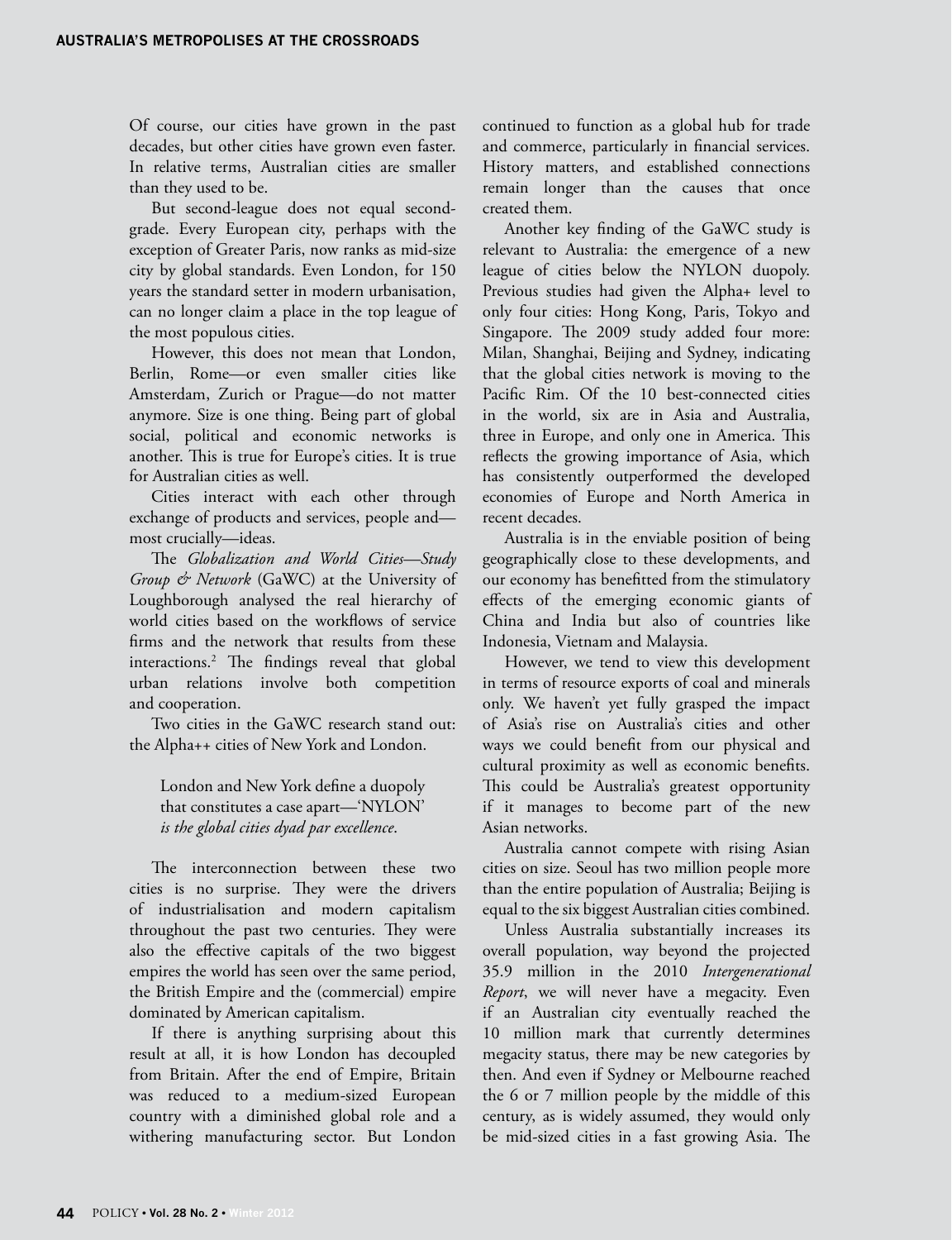Of course, our cities have grown in the past decades, but other cities have grown even faster. In relative terms, Australian cities are smaller than they used to be.

But second-league does not equal second-grade. Every European city, perhaps with the exception of Greater Paris, now ranks as mid-size city by global standards. Even London, for 150 years the standard setter in modern urbanisation, can no longer claim a place in the top league of the most populous cities.

However, this does not mean that London, Berlin, Rome—or even smaller cities like Amsterdam, Zurich or Prague—do not matter anymore. Size is one thing. Being part of global social, political and economic networks is another. This is true for Europe's cities. It is true for Australian cities as well.

Cities interact with each other through exchange of products and services, people and—most crucially—ideas.

The *Globalization and World Cities—Study Group & Network* (GaWC) at the University of Loughborough analysed the real hierarchy of world cities based on the workflows of service firms and the network that results from these interactions.[2] The findings reveal that global urban relations involve both competition and cooperation.

Two cities in the GaWC research stand out: the Alpha++ cities of New York and London.

> London and New York define a duopoly that constitutes a case apart—'NYLON' *is the global cities dyad par excellence*.

The interconnection between these two cities is no surprise. They were the drivers of industrialisation and modern capitalism throughout the past two centuries. They were also the effective capitals of the two biggest empires the world has seen over the same period, the British Empire and the (commercial) empire dominated by American capitalism.

If there is anything surprising about this result at all, it is how London has decoupled from Britain. After the end of Empire, Britain was reduced to a medium-sized European country with a diminished global role and a withering manufacturing sector. But London continued to function as a global hub for trade and commerce, particularly in financial services. History matters, and established connections remain longer than the causes that once created them.

Another key finding of the GaWC study is relevant to Australia: the emergence of a new league of cities below the NYLON duopoly. Previous studies had given the Alpha+ level to only four cities: Hong Kong, Paris, Tokyo and Singapore. The 2009 study added four more: Milan, Shanghai, Beijing and Sydney, indicating that the global cities network is moving to the Pacific Rim. Of the 10 best-connected cities in the world, six are in Asia and Australia, three in Europe, and only one in America. This reflects the growing importance of Asia, which has consistently outperformed the developed economies of Europe and North America in recent decades.

Australia is in the enviable position of being geographically close to these developments, and our economy has benefitted from the stimulatory effects of the emerging economic giants of China and India but also of countries like Indonesia, Vietnam and Malaysia.

However, we tend to view this development in terms of resource exports of coal and minerals only. We haven't yet fully grasped the impact of Asia's rise on Australia's cities and other ways we could benefit from our physical and cultural proximity as well as economic benefits. This could be Australia's greatest opportunity if it manages to become part of the new Asian networks.

Australia cannot compete with rising Asian cities on size. Seoul has two million people more than the entire population of Australia; Beijing is equal to the six biggest Australian cities combined.

Unless Australia substantially increases its overall population, way beyond the projected 35.9 million in the 2010 *Intergenerational Report*, we will never have a megacity. Even if an Australian city eventually reached the 10 million mark that currently determines megacity status, there may be new categories by then. And even if Sydney or Melbourne reached the 6 or 7 million people by the middle of this century, as is widely assumed, they would only be mid-sized cities in a fast growing Asia. The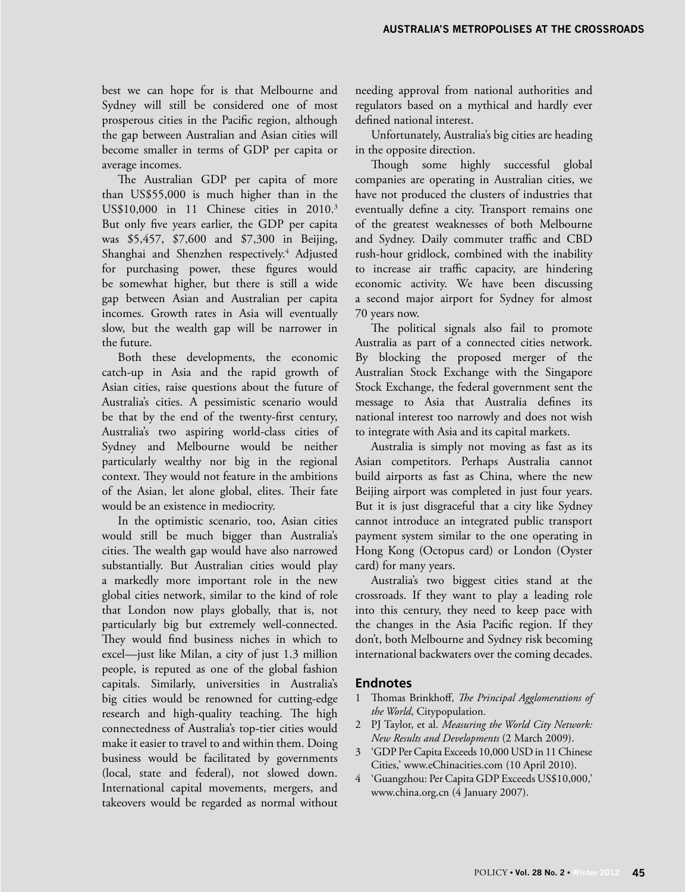best we can hope for is that Melbourne and Sydney will still be considered one of most prosperous cities in the Pacific region, although the gap between Australian and Asian cities will become smaller in terms of GDP per capita or average incomes.

The Australian GDP per capita of more than US$55,000 is much higher than in the US$10,000 in 11 Chinese cities in 2010.[3] But only five years earlier, the GDP per capita was $5,457, $7,600 and $7,300 in Beijing, Shanghai and Shenzhen respectively.[4] Adjusted for purchasing power, these figures would be somewhat higher, but there is still a wide gap between Asian and Australian per capita incomes. Growth rates in Asia will eventually slow, but the wealth gap will be narrower in the future.

Both these developments, the economic catch-up in Asia and the rapid growth of Asian cities, raise questions about the future of Australia's cities. A pessimistic scenario would be that by the end of the twenty-first century, Australia's two aspiring world-class cities of Sydney and Melbourne would be neither particularly wealthy nor big in the regional context. They would not feature in the ambitions of the Asian, let alone global, elites. Their fate would be an existence in mediocrity.

In the optimistic scenario, too, Asian cities would still be much bigger than Australia's cities. The wealth gap would have also narrowed substantially. But Australian cities would play a markedly more important role in the new global cities network, similar to the kind of role that London now plays globally, that is, not particularly big but extremely well-connected. They would find business niches in which to excel—just like Milan, a city of just 1.3 million people, is reputed as one of the global fashion capitals. Similarly, universities in Australia's big cities would be renowned for cutting-edge research and high-quality teaching. The high connectedness of Australia's top-tier cities would make it easier to travel to and within them. Doing business would be facilitated by governments (local, state and federal), not slowed down. International capital movements, mergers, and takeovers would be regarded as normal without needing approval from national authorities and regulators based on a mythical and hardly ever defined national interest.

Unfortunately, Australia's big cities are heading in the opposite direction.

Though some highly successful global companies are operating in Australian cities, we have not produced the clusters of industries that eventually define a city. Transport remains one of the greatest weaknesses of both Melbourne and Sydney. Daily commuter traffic and CBD rush-hour gridlock, combined with the inability to increase air traffic capacity, are hindering economic activity. We have been discussing a second major airport for Sydney for almost 70 years now.

The political signals also fail to promote Australia as part of a connected cities network. By blocking the proposed merger of the Australian Stock Exchange with the Singapore Stock Exchange, the federal government sent the message to Asia that Australia defines its national interest too narrowly and does not wish to integrate with Asia and its capital markets.

Australia is simply not moving as fast as its Asian competitors. Perhaps Australia cannot build airports as fast as China, where the new Beijing airport was completed in just four years. But it is just disgraceful that a city like Sydney cannot introduce an integrated public transport payment system similar to the one operating in Hong Kong (Octopus card) or London (Oyster card) for many years.

Australia's two biggest cities stand at the crossroads. If they want to play a leading role into this century, they need to keep pace with the changes in the Asia Pacific region. If they don't, both Melbourne and Sydney risk becoming international backwaters over the coming decades.

## Endnotes

1. Thomas Brinkhoff, *The Principal Agglomerations of the World*, Citypopulation.
2. PJ Taylor, et al. *Measuring the World City Network: New Results and Developments* (2 March 2009).
3. 'GDP Per Capita Exceeds 10,000 USD in 11 Chinese Cities,' www.eChinacities.com (10 April 2010).
4. 'Guangzhou: Per Capita GDP Exceeds US$10,000,' www.china.org.cn (4 January 2007).